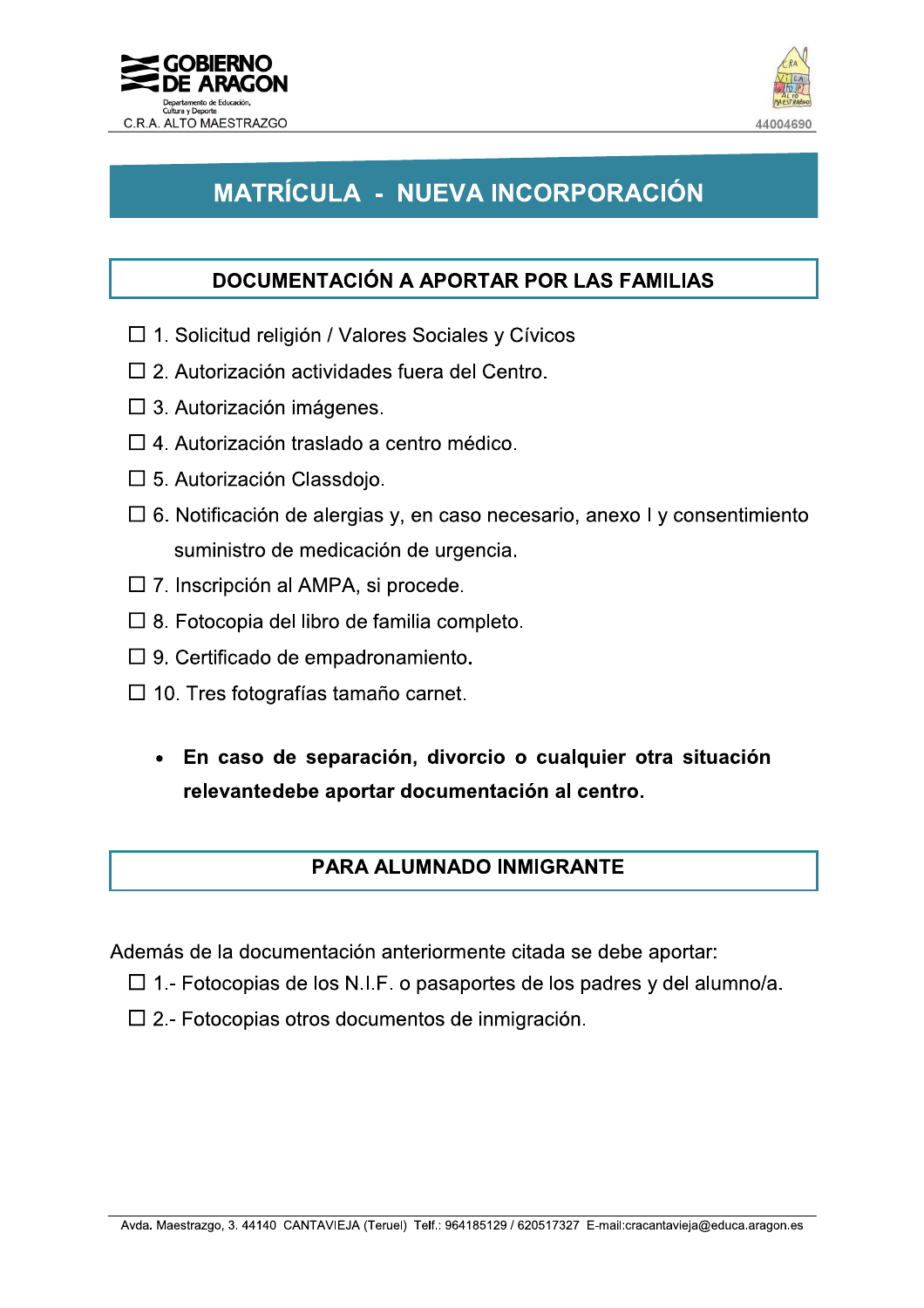# MATRÍCULA - NUEVA INCORPORACIÓN

## DOCUMENTACIÓN A APORTAR POR LAS FAMILIAS

- ☐ 1. Solicitud religión / Valores Sociales y Cívicos
- ☐ 2. Autorización actividades fuera del Centro.
- ☐ 3. Autorización imágenes.
- ☐ 4. Autorización traslado a centro médico.
- ☐ 5. Autorización Classdojo.
- ☐ 6. Notificación de alergias y, en caso necesario, anexo I y consentimiento suministro de medicación de urgencia.
- ☐ 7. Inscripción al AMPA, si procede.
- ☐ 8. Fotocopia del libro de familia completo.
- ☐ 9. Certificado de empadronamiento.
- ☐ 10. Tres fotografías tamaño carnet.

  - **En caso de separación, divorcio o cualquier otra situación relevantedebe aportar documentación al centro.**

## PARA ALUMNADO INMIGRANTE

Además de la documentación anteriormente citada se debe aportar:

- ☐ 1.- Fotocopias de los N.I.F. o pasaportes de los padres y del alumno/a.
- ☐ 2.- Fotocopias otros documentos de inmigración.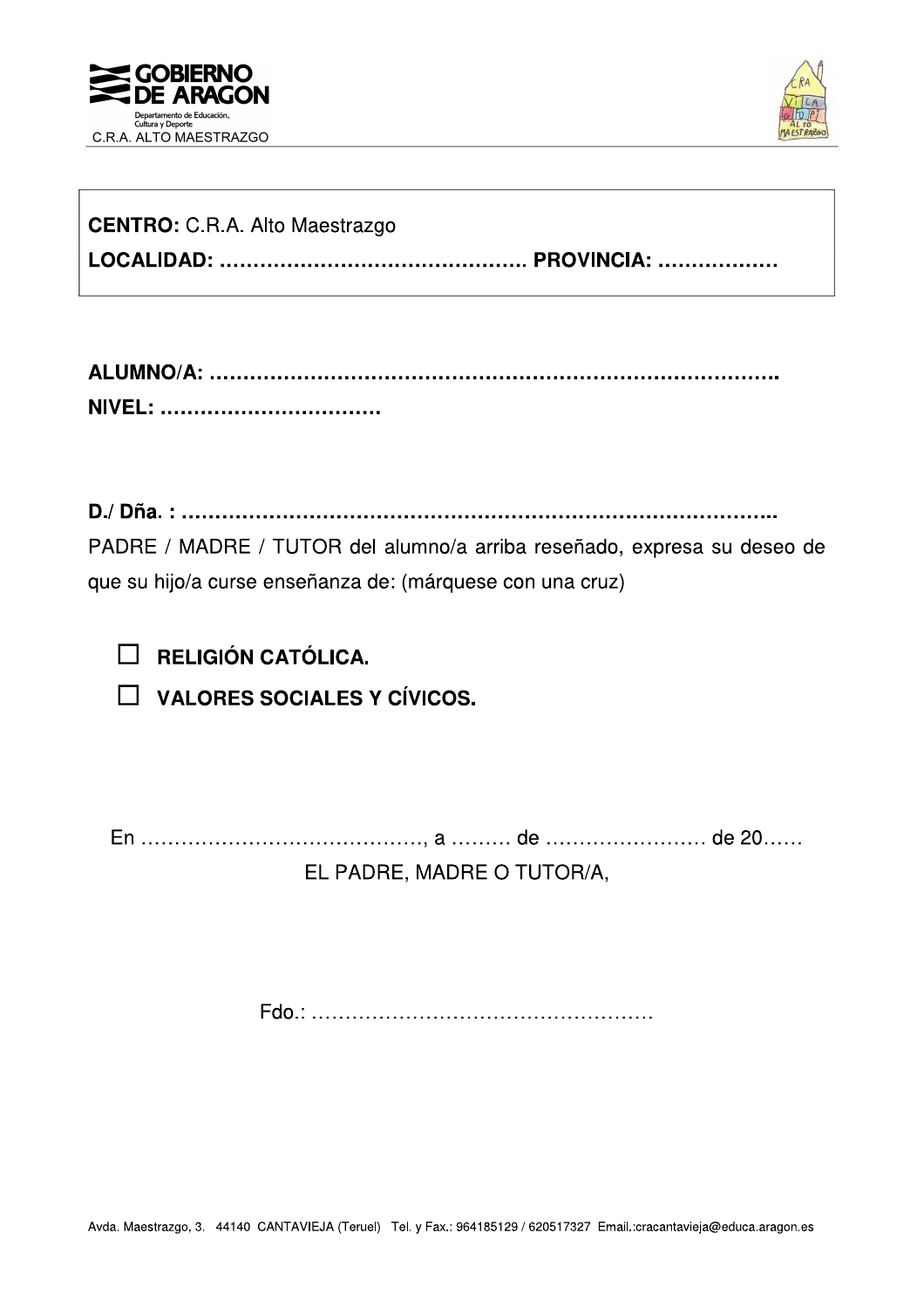**CENTRO:** C.R.A. Alto Maestrazgo
**LOCALIDAD: ……………………………………… PROVINCIA: ………………**

**ALUMNO/A: ……………………………………………………………………….**
**NIVEL: ……………………………**

**D./ Dña. : …………………………………………………………………………..**
PADRE / MADRE / TUTOR del alumno/a arriba reseñado, expresa su deseo de que su hijo/a curse enseñanza de: (márquese con una cruz)

- ☐ **RELIGIÓN CATÓLICA.**
- ☐ **VALORES SOCIALES Y CÍVICOS.**

En ……………………………………, a ……… de …………………… de 20……

EL PADRE, MADRE O TUTOR/A,

Fdo.: ……………………………………………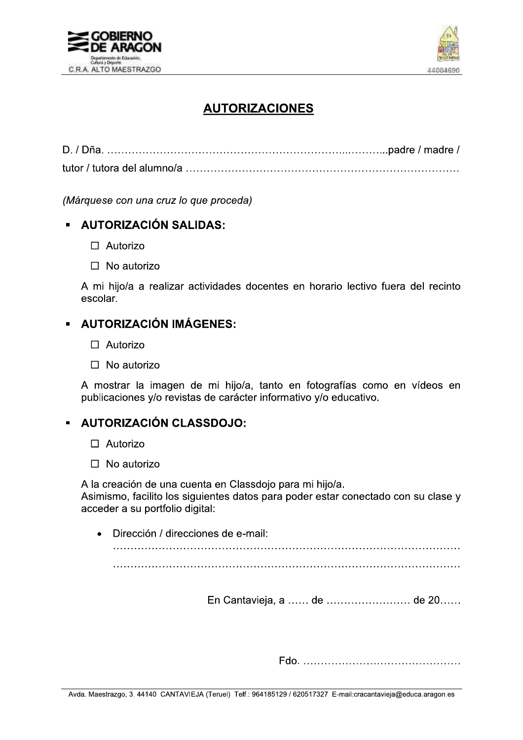# AUTORIZACIONES

D. / Dña. ……………………………………………………………...………...padre / madre / tutor / tutora del alumno/a ……………………………………………………………………

*(Márquese con una cruz lo que proceda)*

- **AUTORIZACIÓN SALIDAS:**

  ☐ Autorizo

  ☐ No autorizo

  A mi hijo/a a realizar actividades docentes en horario lectivo fuera del recinto escolar.

- **AUTORIZACIÓN IMÁGENES:**

  ☐ Autorizo

  ☐ No autorizo

  A mostrar la imagen de mi hijo/a, tanto en fotografías como en vídeos en publicaciones y/o revistas de carácter informativo y/o educativo.

- **AUTORIZACIÓN CLASSDOJO:**

  ☐ Autorizo

  ☐ No autorizo

  A la creación de una cuenta en Classdojo para mi hijo/a.
  Asimismo, facilito los siguientes datos para poder estar conectado con su clase y acceder a su portfolio digital:

  - Dirección / direcciones de e-mail:
    ………………………………………………………………………………………
    ………………………………………………………………………………………

En Cantavieja, a …… de …………………… de 20……

Fdo. ………………………………………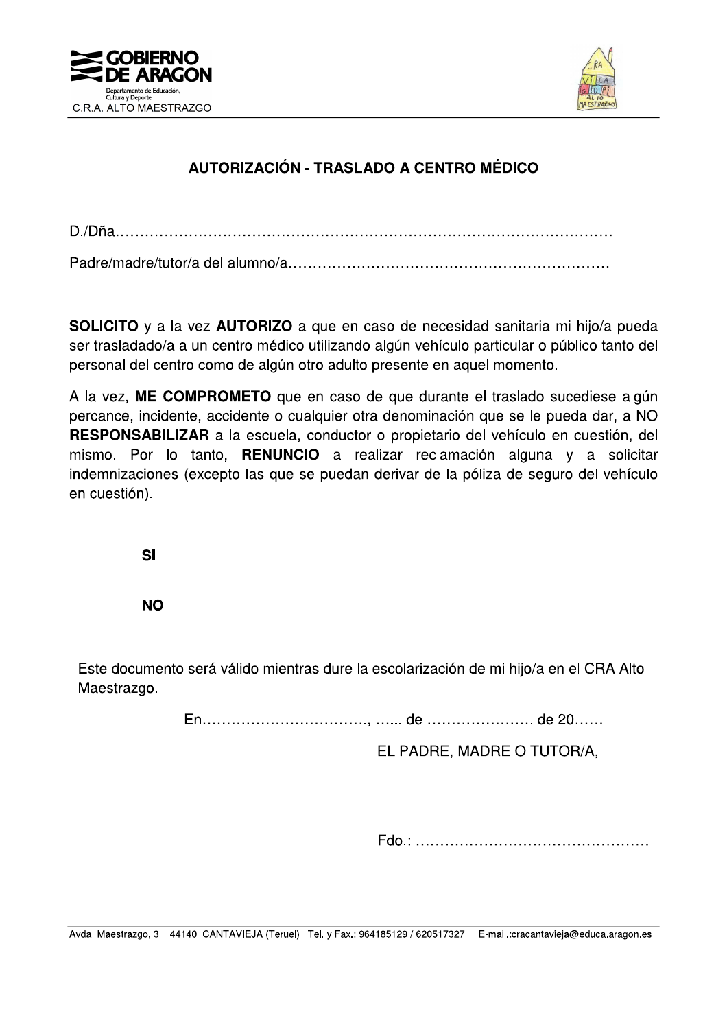GOBIERNO DE ARAGON
Departamento de Educación, Cultura y Deporte
C.R.A. ALTO MAESTRAZGO

## AUTORIZACIÓN - TRASLADO A CENTRO MÉDICO

D./Dña…………………………………………………………………………………………

Padre/madre/tutor/a del alumno/a…………………………………………………………

**SOLICITO** y a la vez **AUTORIZO** a que en caso de necesidad sanitaria mi hijo/a pueda ser trasladado/a a un centro médico utilizando algún vehículo particular o público tanto del personal del centro como de algún otro adulto presente en aquel momento.

A la vez, **ME COMPROMETO** que en caso de que durante el traslado sucediese algún percance, incidente, accidente o cualquier otra denominación que se le pueda dar, a NO **RESPONSABILIZAR** a la escuela, conductor o propietario del vehículo en cuestión, del mismo. Por lo tanto, **RENUNCIO** a realizar reclamación alguna y a solicitar indemnizaciones (excepto las que se puedan derivar de la póliza de seguro del vehículo en cuestión).

**SI**

**NO**

Este documento será válido mientras dure la escolarización de mi hijo/a en el CRA Alto Maestrazgo.

En……………………………., …... de …………………. de 20……

EL PADRE, MADRE O TUTOR/A,

Fdo.: …………………………………………

Avda. Maestrazgo, 3. 44140 CANTAVIEJA (Teruel) Tel. y Fax.: 964185129 / 620517327 E-mail.:cracantavieja@educa.aragon.es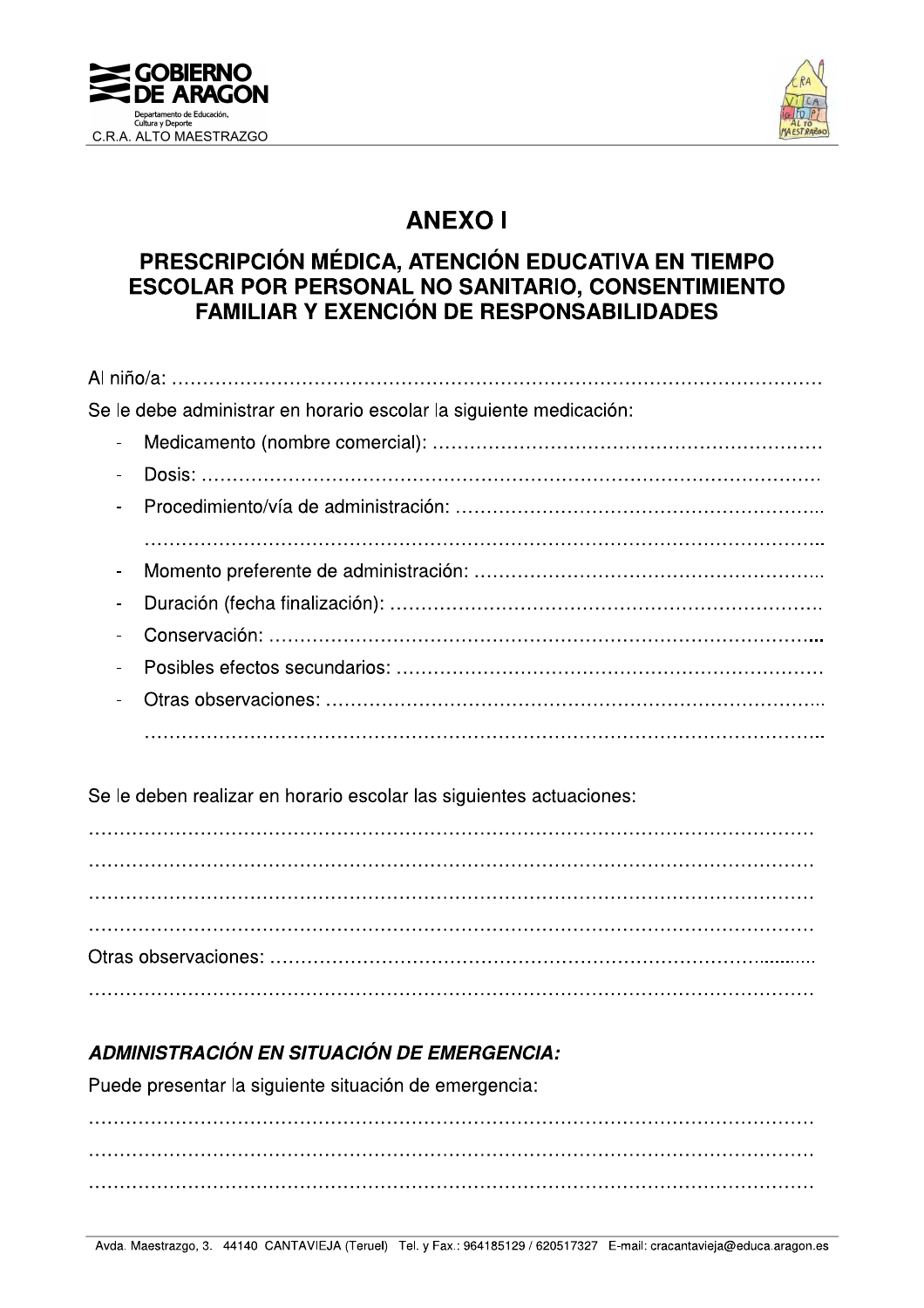# ANEXO I

## PRESCRIPCIÓN MÉDICA, ATENCIÓN EDUCATIVA EN TIEMPO ESCOLAR POR PERSONAL NO SANITARIO, CONSENTIMIENTO FAMILIAR Y EXENCIÓN DE RESPONSABILIDADES

Al niño/a: ……………………………………………………………………………………………

Se le debe administrar en horario escolar la siguiente medicación:

- Medicamento (nombre comercial): ………………………………………………………
- Dosis: ……………………………………………………………………………………
- Procedimiento/vía de administración: …………………………………………………...
  ……………………………………………………………………………………………...
- Momento preferente de administración: ………………………………………………...
- Duración (fecha finalización): ……………………………………………………………
- Conservación: ……………………………………………………………………………...
- Posibles efectos secundarios: ……………………………………………………………
- Otras observaciones: ……………………………………………………………………...
  ……………………………………………………………………………………………...

Se le deben realizar en horario escolar las siguientes actuaciones:

……………………………………………………………………………………………………

……………………………………………………………………………………………………

……………………………………………………………………………………………………

……………………………………………………………………………………………………

Otras observaciones: ………………………………………………………………………...........

……………………………………………………………………………………………………

### *ADMINISTRACIÓN EN SITUACIÓN DE EMERGENCIA:*

Puede presentar la siguiente situación de emergencia:

……………………………………………………………………………………………………

……………………………………………………………………………………………………

……………………………………………………………………………………………………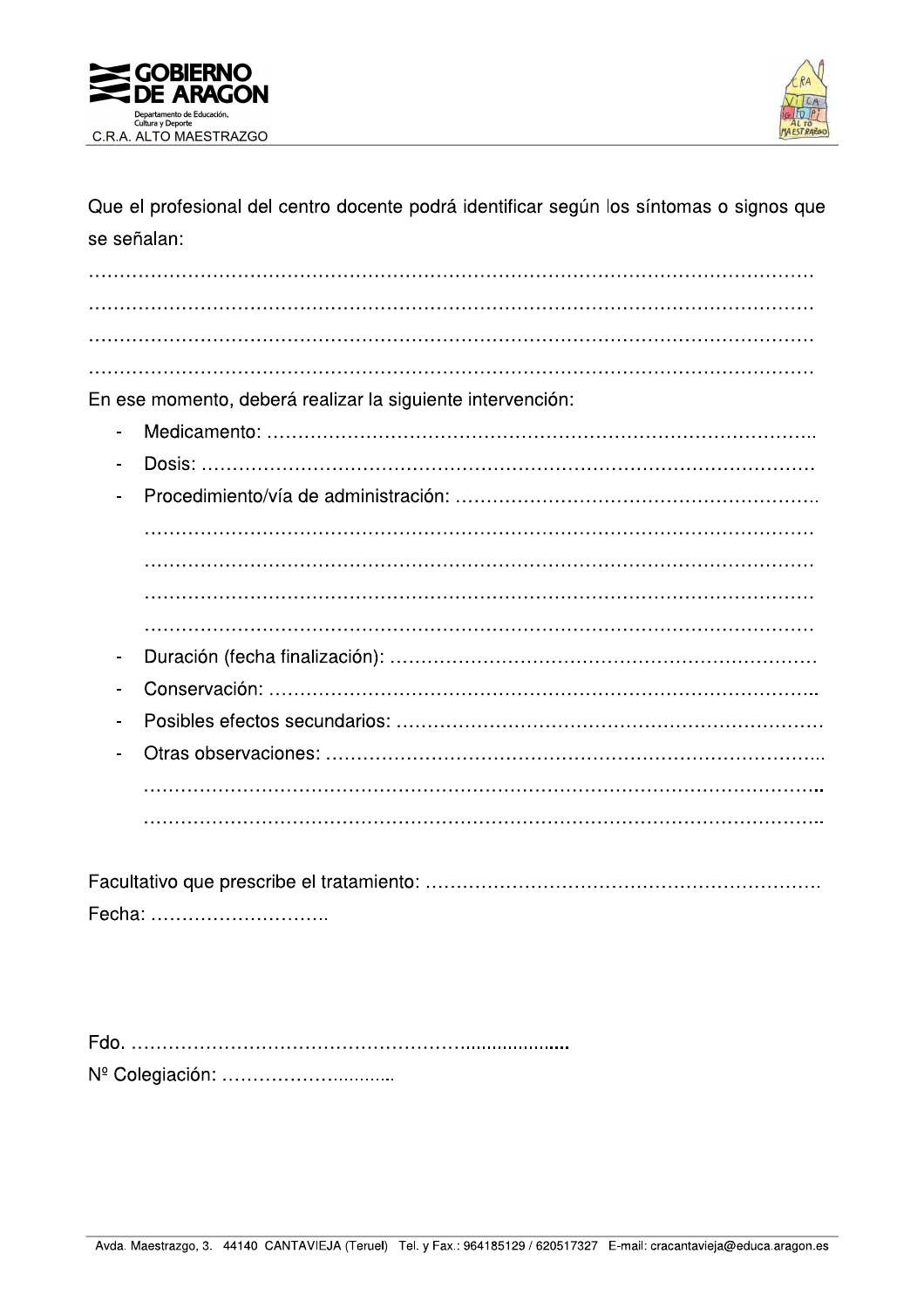Que el profesional del centro docente podrá identificar según los síntomas o signos que se señalan:

…………………………………………………………………………………………………………
…………………………………………………………………………………………………………
…………………………………………………………………………………………………………
…………………………………………………………………………………………………………

En ese momento, deberá realizar la siguiente intervención:

- Medicamento: ……………………………………………………………………………..
- Dosis: ………………………………………………………………………………………
- Procedimiento/vía de administración: ………………………………………………….
  ……………………………………………………………………………………………
  ……………………………………………………………………………………………
  ……………………………………………………………………………………………
  ……………………………………………………………………………………………
- Duración (fecha finalización): ……………………………………………………………
- Conservación: ……………………………………………………………………………..
- Posibles efectos secundarios: ……………………………………………………………
- Otras observaciones: ……………………………………………………………………...
  ……………………………………………………………………………………………..
  ……………………………………………………………………………………………..

Facultativo que prescribe el tratamiento: ………………………………………………………

Fecha: ………………………..

Fdo. …………………………………………………....................

Nº Colegiación: …………………...........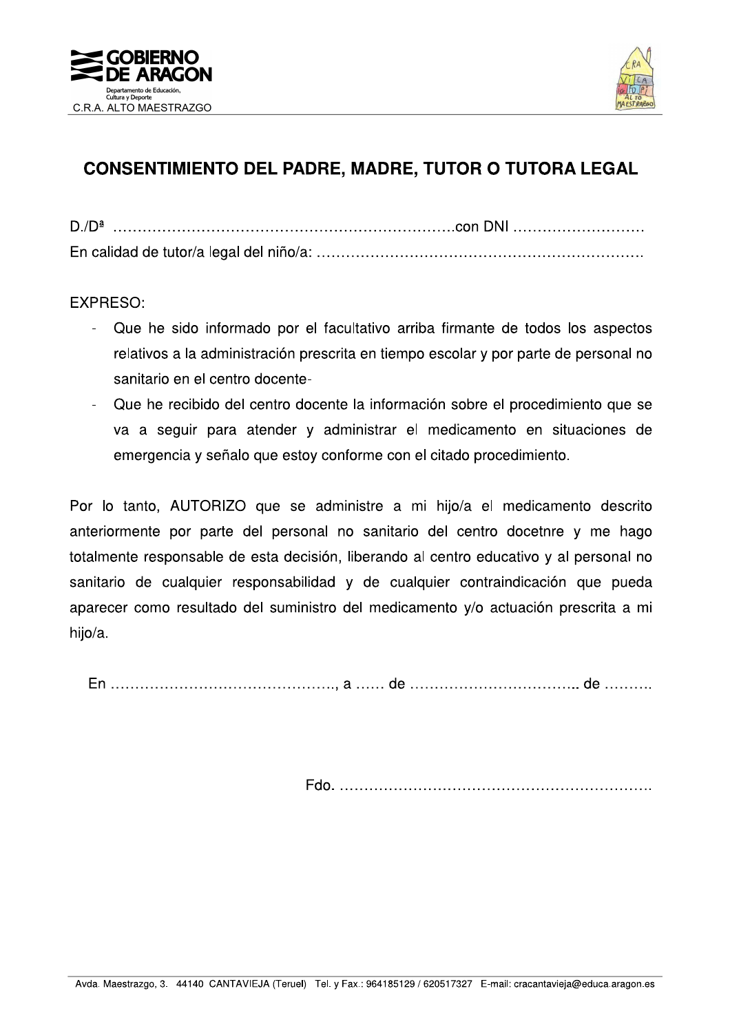# CONSENTIMIENTO DEL PADRE, MADRE, TUTOR O TUTORA LEGAL

D./Dª ……………………………………………………………….con DNI ………………………

En calidad de tutor/a legal del niño/a: ……………………………………………………….

EXPRESO:

- Que he sido informado por el facultativo arriba firmante de todos los aspectos relativos a la administración prescrita en tiempo escolar y por parte de personal no sanitario en el centro docente-
- Que he recibido del centro docente la información sobre el procedimiento que se va a seguir para atender y administrar el medicamento en situaciones de emergencia y señalo que estoy conforme con el citado procedimiento.

Por lo tanto, AUTORIZO que se administre a mi hijo/a el medicamento descrito anteriormente por parte del personal no sanitario del centro docetnre y me hago totalmente responsable de esta decisión, liberando al centro educativo y al personal no sanitario de cualquier responsabilidad y de cualquier contraindicación que pueda aparecer como resultado del suministro del medicamento y/o actuación prescrita a mi hijo/a.

En ………………………………………., a …… de …………………………….. de ……….

Fdo. ……………………………………………………….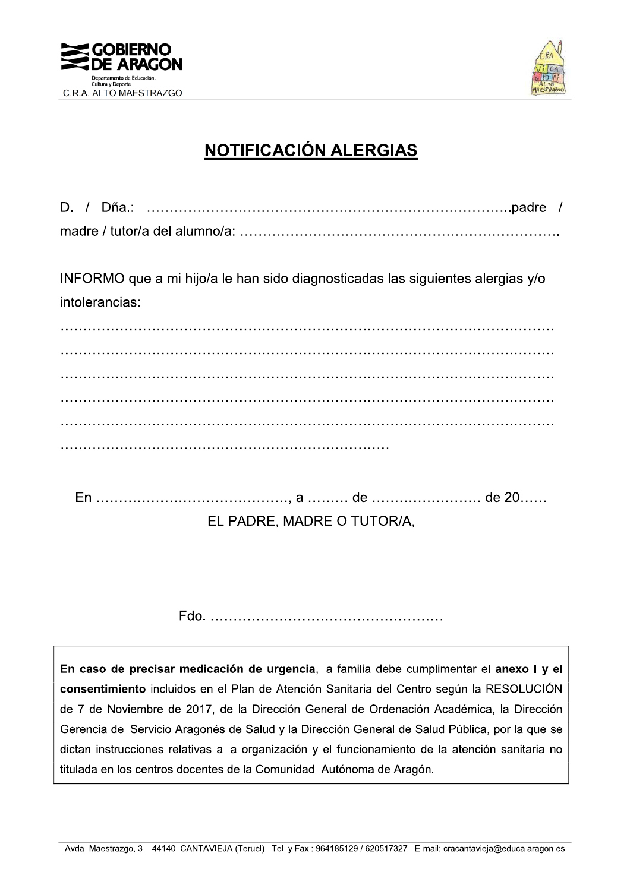# NOTIFICACIÓN ALERGIAS

D. / Dña.: ……………………………………………………………………..padre / madre / tutor/a del alumno/a: ………………………………………………………….

INFORMO que a mi hijo/a le han sido diagnosticadas las siguientes alergias y/o intolerancias:

……………………………………………………………………………………………
……………………………………………………………………………………………
……………………………………………………………………………………………
……………………………………………………………………………………………
……………………………………………………………………………………………
………………………………………………………………

En ……………………………………, a ……… de …………………… de 20……

EL PADRE, MADRE O TUTOR/A,

Fdo. ……………………………………………

**En caso de precisar medicación de urgencia**, la familia debe cumplimentar el **anexo I y el consentimiento** incluidos en el Plan de Atención Sanitaria del Centro según la RESOLUCIÓN de 7 de Noviembre de 2017, de la Dirección General de Ordenación Académica, la Dirección Gerencia del Servicio Aragonés de Salud y la Dirección General de Salud Pública, por la que se dictan instrucciones relativas a la organización y el funcionamiento de la atención sanitaria no titulada en los centros docentes de la Comunidad Autónoma de Aragón.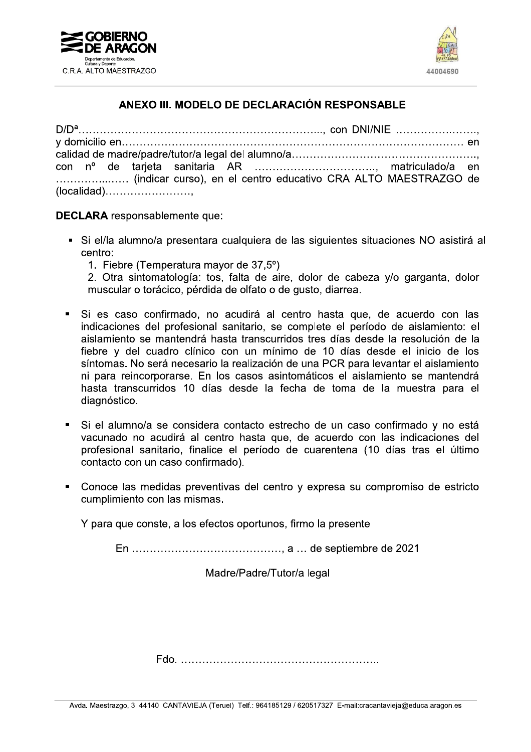## ANEXO III. MODELO DE DECLARACIÓN RESPONSABLE

D/Dª………………………………………………………….., con DNI/NIE ………………….., y domicilio en……………………………………………………………………………… en calidad de madre/padre/tutor/a legal del alumno/a…………………………………………., con nº de tarjeta sanitaria AR ……………………………., matriculado/a en …………..…… (indicar curso), en el centro educativo CRA ALTO MAESTRAZGO de (localidad)……………………,

**DECLARA** responsablemente que:

- Si el/la alumno/a presentara cualquiera de las siguientes situaciones NO asistirá al centro:
  1. Fiebre (Temperatura mayor de 37,5º)
  2. Otra sintomatología: tos, falta de aire, dolor de cabeza y/o garganta, dolor muscular o torácico, pérdida de olfato o de gusto, diarrea.

- Si es caso confirmado, no acudirá al centro hasta que, de acuerdo con las indicaciones del profesional sanitario, se complete el período de aislamiento: el aislamiento se mantendrá hasta transcurridos tres días desde la resolución de la fiebre y del cuadro clínico con un mínimo de 10 días desde el inicio de los síntomas. No será necesario la realización de una PCR para levantar el aislamiento ni para reincorporarse. En los casos asintomáticos el aislamiento se mantendrá hasta transcurridos 10 días desde la fecha de toma de la muestra para el diagnóstico.

- Si el alumno/a se considera contacto estrecho de un caso confirmado y no está vacunado no acudirá al centro hasta que, de acuerdo con las indicaciones del profesional sanitario, finalice el período de cuarentena (10 días tras el último contacto con un caso confirmado).

- Conoce las medidas preventivas del centro y expresa su compromiso de estricto cumplimiento con las mismas.

Y para que conste, a los efectos oportunos, firmo la presente

En ……………………………………, a … de septiembre de 2021

Madre/Padre/Tutor/a legal

Fdo. ………………………………………………..